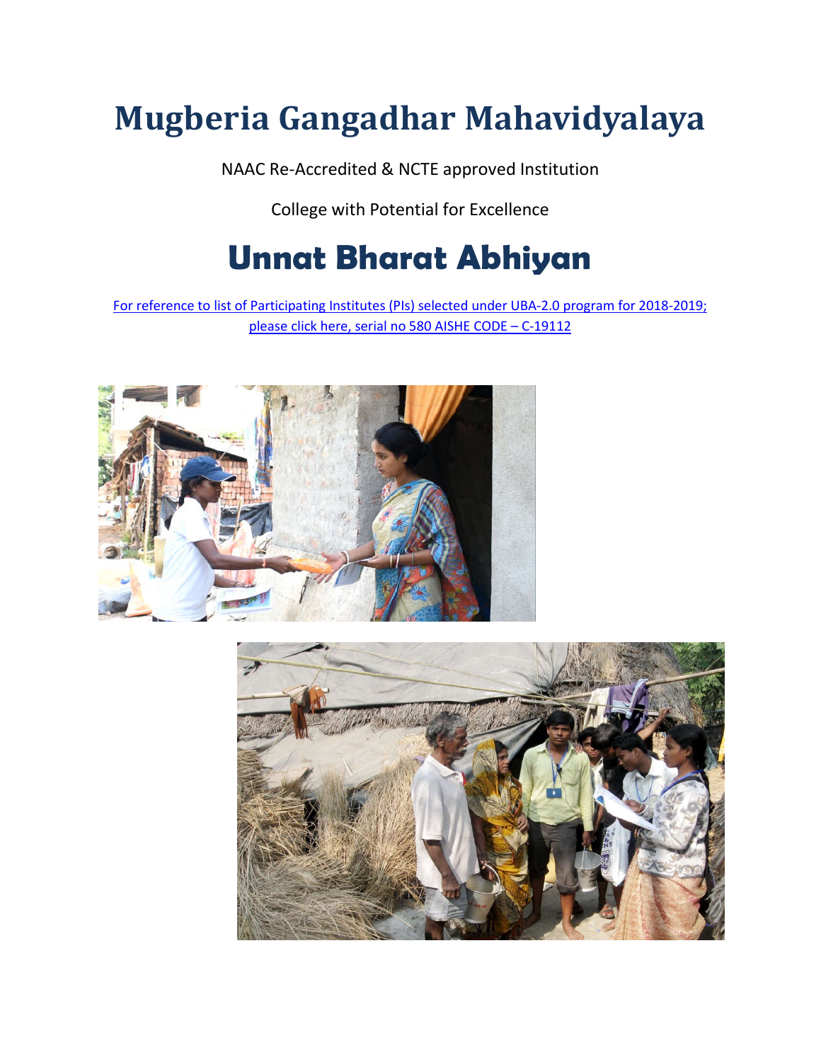# Mugberia Gangadhar Mahavidyalaya

NAAC Re-Accredited & NCTE approved Institution

College with Potential for Excellence

# Unnat Bharat Abhiyan

For reference to list of Participating Institutes (PIs) selected under UBA-2.0 program for 2018-2019; please click here, serial no 580 AISHE CODE – C-19112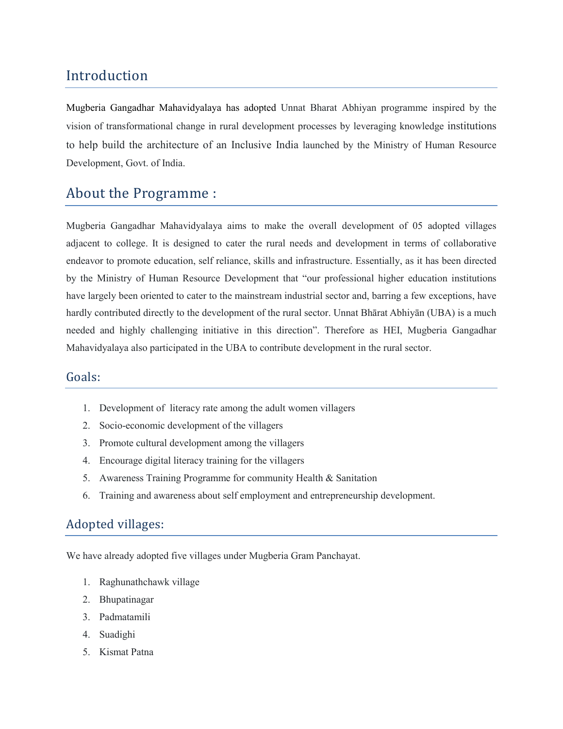## Introduction

Mugberia Gangadhar Mahavidyalaya has adopted Unnat Bharat Abhiyan programme inspired by the vision of transformational change in rural development processes by leveraging knowledge institutions to help build the architecture of an Inclusive India launched by the Ministry of Human Resource Development, Govt. of India.

## About the Programme :

Mugberia Gangadhar Mahavidyalaya aims to make the overall development of 05 adopted villages adjacent to college. It is designed to cater the rural needs and development in terms of collaborative endeavor to promote education, self reliance, skills and infrastructure. Essentially, as it has been directed by the Ministry of Human Resource Development that "our professional higher education institutions have largely been oriented to cater to the mainstream industrial sector and, barring a few exceptions, have hardly contributed directly to the development of the rural sector. Unnat Bhārat Abhiyān (UBA) is a much needed and highly challenging initiative in this direction". Therefore as HEI, Mugberia Gangadhar Mahavidyalaya also participated in the UBA to contribute development in the rural sector.

### Goals:

1. Development of literacy rate among the adult women villagers
2. Socio-economic development of the villagers
3. Promote cultural development among the villagers
4. Encourage digital literacy training for the villagers
5. Awareness Training Programme for community Health & Sanitation
6. Training and awareness about self employment and entrepreneurship development.

## Adopted villages:

We have already adopted five villages under Mugberia Gram Panchayat.

1. Raghunathchawk village
2. Bhupatinagar
3. Padmatamili
4. Suadighi
5. Kismat Patna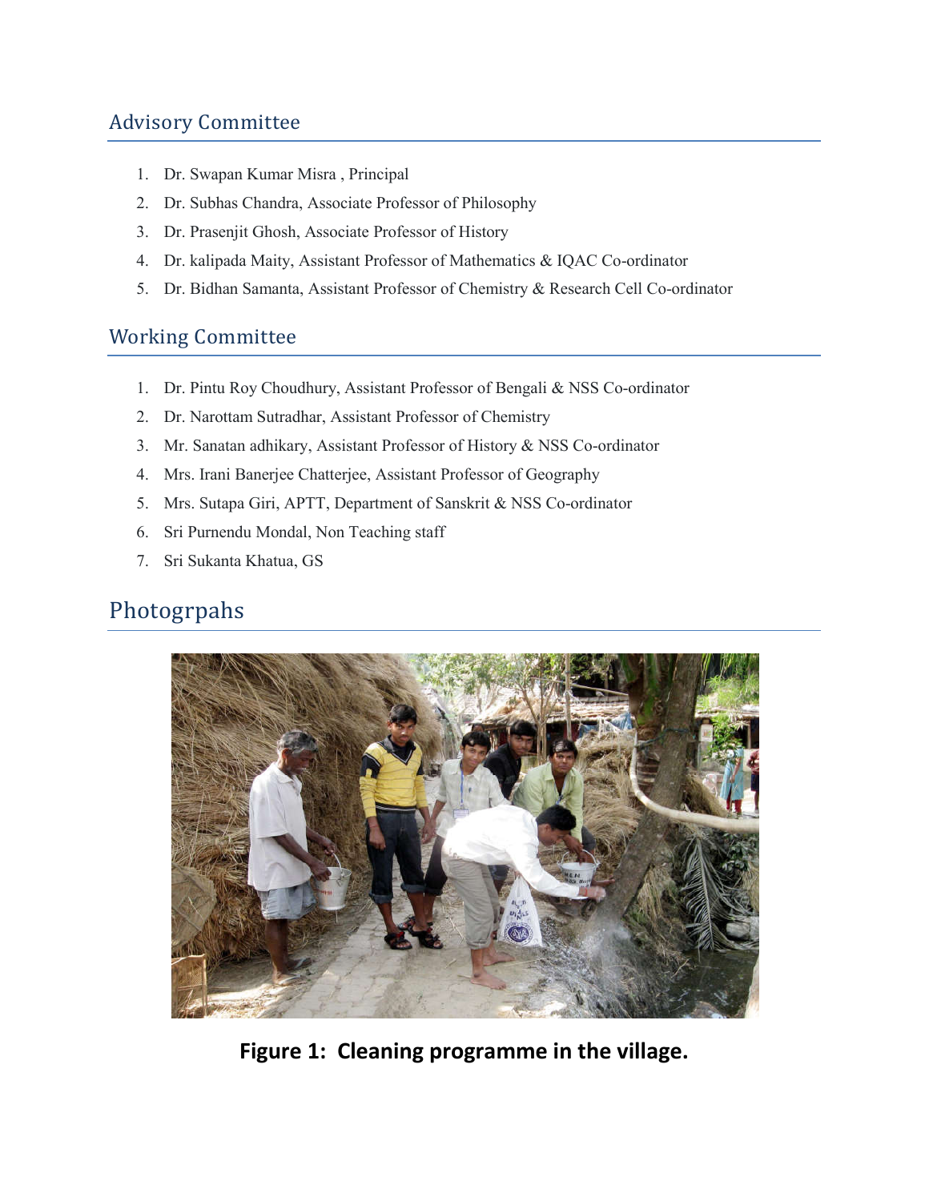## Advisory Committee

1. Dr. Swapan Kumar Misra , Principal
2. Dr. Subhas Chandra, Associate Professor of Philosophy
3. Dr. Prasenjit Ghosh, Associate Professor of History
4. Dr. kalipada Maity, Assistant Professor of Mathematics & IQAC Co-ordinator
5. Dr. Bidhan Samanta, Assistant Professor of Chemistry & Research Cell Co-ordinator

## Working Committee

1. Dr. Pintu Roy Choudhury, Assistant Professor of Bengali & NSS Co-ordinator
2. Dr. Narottam Sutradhar, Assistant Professor of Chemistry
3. Mr. Sanatan adhikary, Assistant Professor of History & NSS Co-ordinator
4. Mrs. Irani Banerjee Chatterjee, Assistant Professor of Geography
5. Mrs. Sutapa Giri, APTT, Department of Sanskrit & NSS Co-ordinator
6. Sri Purnendu Mondal, Non Teaching staff
7. Sri Sukanta Khatua, GS

## Photogrpahs

**Figure 1: Cleaning programme in the village.**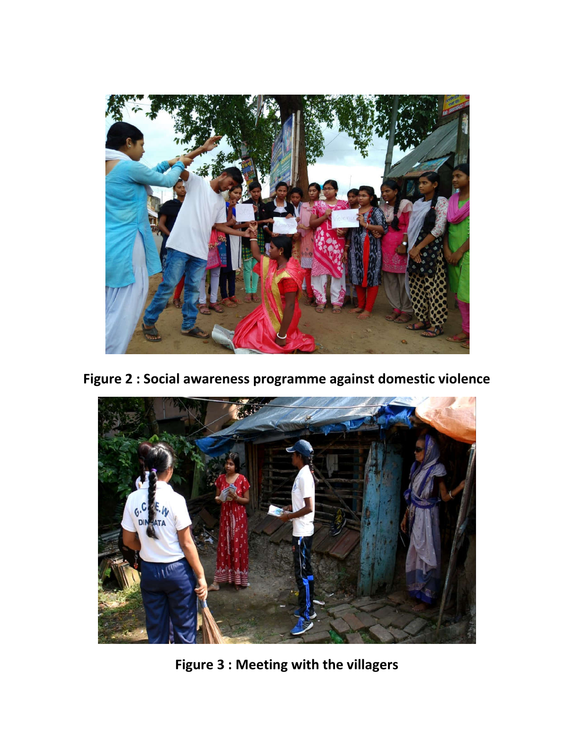**Figure 2 : Social awareness programme against domestic violence**

**Figure 3 : Meeting with the villagers**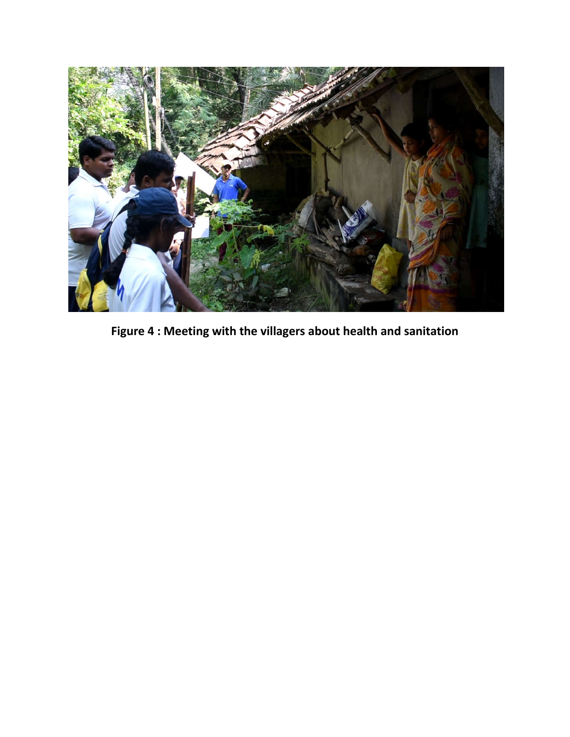**Figure 4 : Meeting with the villagers about health and sanitation**